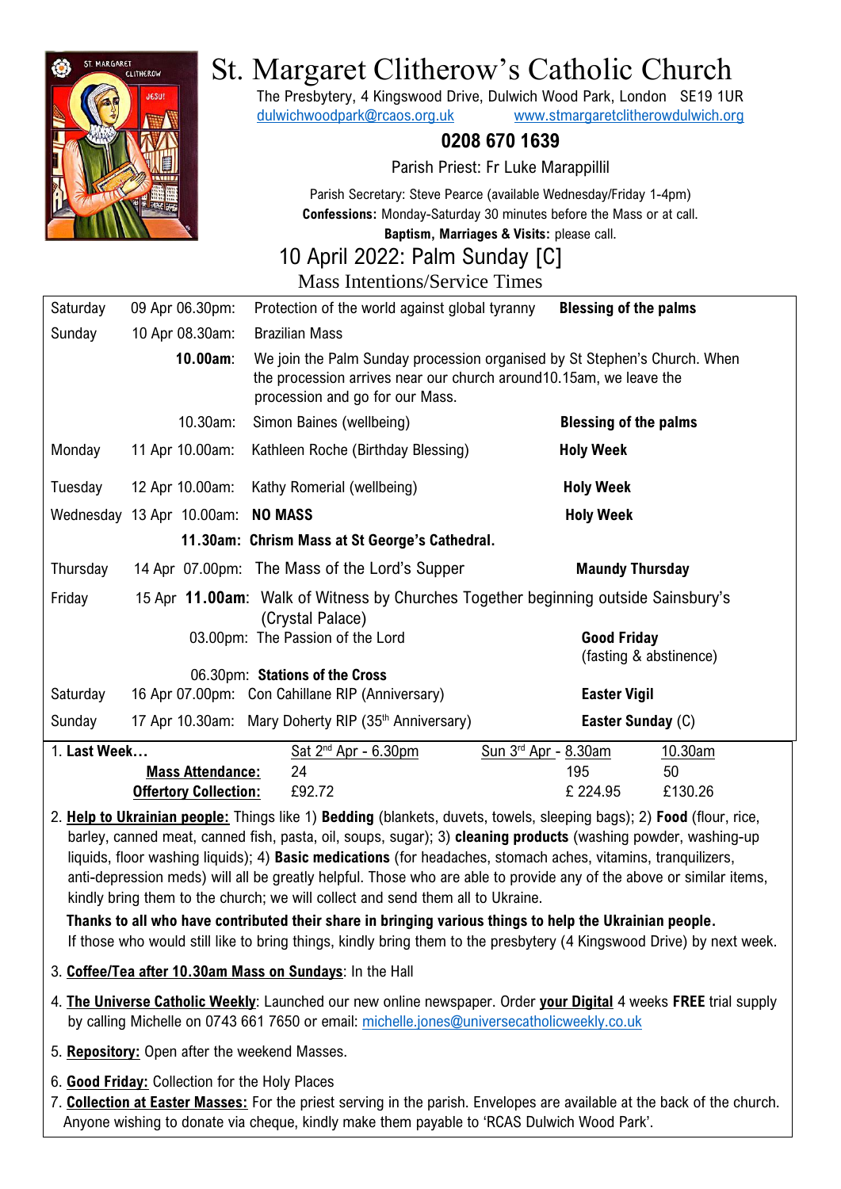# St. Margaret Clitherow's Catholic Church

The Presbytery, 4 Kingswood Drive, Dulwich Wood Park, London SE19 1UR
dulwichwoodpark@rcaos.org.uk www.stmargaretclitherowdulwich.org

**0208 670 1639**

Parish Priest: Fr Luke Marappillil

Parish Secretary: Steve Pearce (available Wednesday/Friday 1-4pm)
**Confessions:** Monday-Saturday 30 minutes before the Mass or at call.
**Baptism, Marriages & Visits:** please call.

## 10 April 2022: Palm Sunday [C]

### Mass Intentions/Service Times

| Day | Date/Time | Intention/Service | Note |
|---|---|---|---|
| Saturday | 09 Apr 06.30pm: | Protection of the world against global tyranny | **Blessing of the palms** |
| Sunday | 10 Apr 08.30am: | Brazilian Mass | |
| | **10.00am**: | We join the Palm Sunday procession organised by St Stephen's Church. When the procession arrives near our church around10.15am, we leave the procession and go for our Mass. | |
| | 10.30am: | Simon Baines (wellbeing) | **Blessing of the palms** |
| Monday | 11 Apr 10.00am: | Kathleen Roche (Birthday Blessing) | **Holy Week** |
| Tuesday | 12 Apr 10.00am: | Kathy Romerial (wellbeing) | **Holy Week** |
| Wednesday | 13 Apr 10.00am: | **NO MASS** | **Holy Week** |
| | **11.30am:** | **Chrism Mass at St George's Cathedral.** | |
| Thursday | 14 Apr 07.00pm: | The Mass of the Lord's Supper | **Maundy Thursday** |
| Friday | 15 Apr **11.00am**: | Walk of Witness by Churches Together beginning outside Sainsbury's (Crystal Palace) | |
| | 03.00pm: | The Passion of the Lord | **Good Friday** (fasting & abstinence) |
| | 06.30pm: | **Stations of the Cross** | |
| Saturday | 16 Apr 07.00pm: | Con Cahillane RIP (Anniversary) | **Easter Vigil** |
| Sunday | 17 Apr 10.30am: | Mary Doherty RIP (35th Anniversary) | **Easter Sunday** (C) |

1. **Last Week…**

| | Sat 2nd Apr - 6.30pm | Sun 3rd Apr - 8.30am | 10.30am |
|---|---|---|---|
| **Mass Attendance:** | 24 | 195 | 50 |
| **Offertory Collection:** | £92.72 | £ 224.95 | £130.26 |

2. **Help to Ukrainian people:** Things like 1) **Bedding** (blankets, duvets, towels, sleeping bags); 2) **Food** (flour, rice, barley, canned meat, canned fish, pasta, oil, soups, sugar); 3) **cleaning products** (washing powder, washing-up liquids, floor washing liquids); 4) **Basic medications** (for headaches, stomach aches, vitamins, tranquilizers, anti-depression meds) will all be greatly helpful. Those who are able to provide any of the above or similar items, kindly bring them to the church; we will collect and send them all to Ukraine.

   **Thanks to all who have contributed their share in bringing various things to help the Ukrainian people.** If those who would still like to bring things, kindly bring them to the presbytery (4 Kingswood Drive) by next week.

3. **Coffee/Tea after 10.30am Mass on Sundays**: In the Hall
4. **The Universe Catholic Weekly**: Launched our new online newspaper. Order **your Digital** 4 weeks **FREE** trial supply by calling Michelle on 0743 661 7650 or email: michelle.jones@universecatholicweekly.co.uk
5. **Repository:** Open after the weekend Masses.
6. **Good Friday:** Collection for the Holy Places
7. **Collection at Easter Masses:** For the priest serving in the parish. Envelopes are available at the back of the church. Anyone wishing to donate via cheque, kindly make them payable to 'RCAS Dulwich Wood Park'.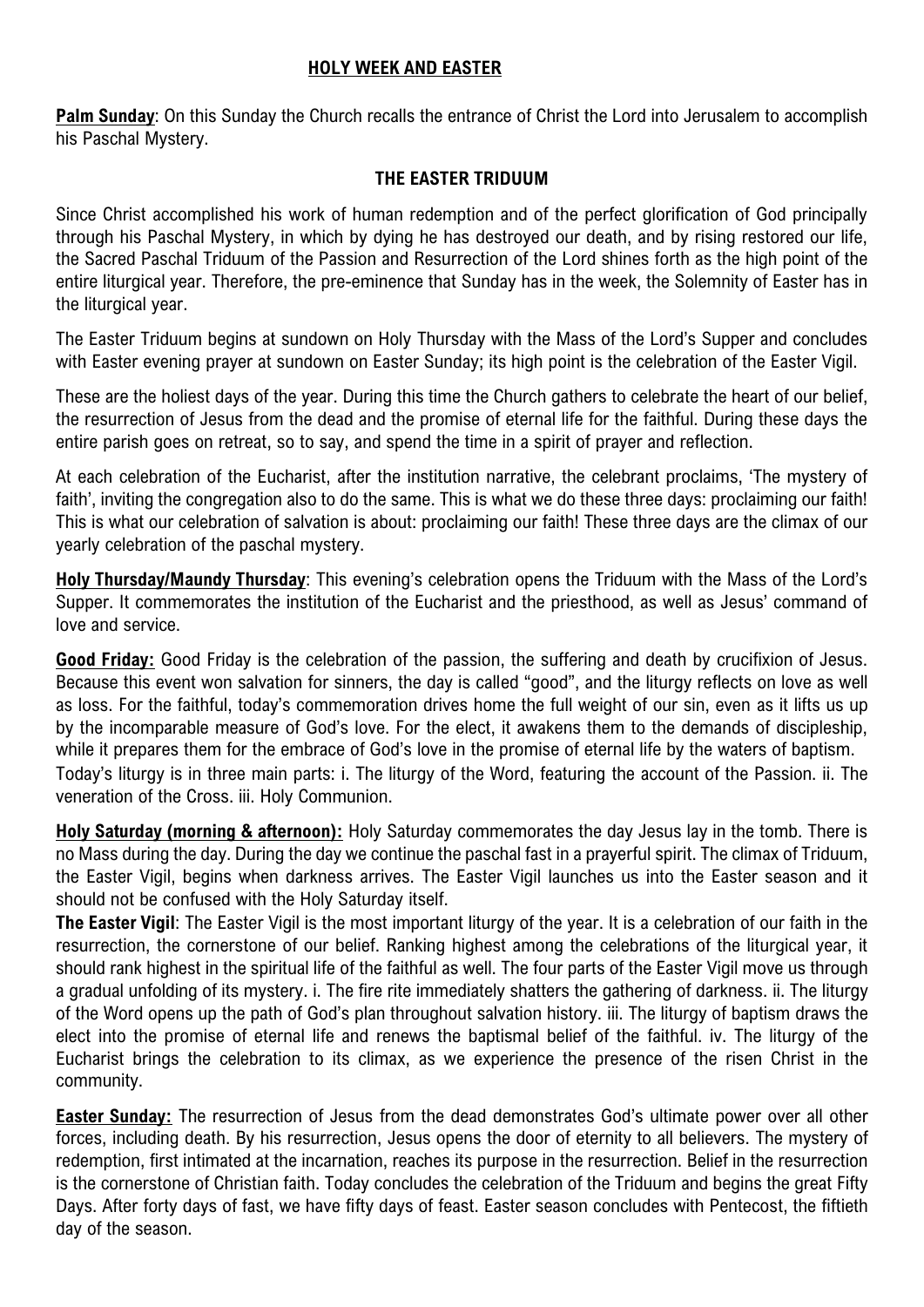## HOLY WEEK AND EASTER

**Palm Sunday**: On this Sunday the Church recalls the entrance of Christ the Lord into Jerusalem to accomplish his Paschal Mystery.

### THE EASTER TRIDUUM

Since Christ accomplished his work of human redemption and of the perfect glorification of God principally through his Paschal Mystery, in which by dying he has destroyed our death, and by rising restored our life, the Sacred Paschal Triduum of the Passion and Resurrection of the Lord shines forth as the high point of the entire liturgical year. Therefore, the pre-eminence that Sunday has in the week, the Solemnity of Easter has in the liturgical year.

The Easter Triduum begins at sundown on Holy Thursday with the Mass of the Lord's Supper and concludes with Easter evening prayer at sundown on Easter Sunday; its high point is the celebration of the Easter Vigil.

These are the holiest days of the year. During this time the Church gathers to celebrate the heart of our belief, the resurrection of Jesus from the dead and the promise of eternal life for the faithful. During these days the entire parish goes on retreat, so to say, and spend the time in a spirit of prayer and reflection.

At each celebration of the Eucharist, after the institution narrative, the celebrant proclaims, 'The mystery of faith', inviting the congregation also to do the same. This is what we do these three days: proclaiming our faith! This is what our celebration of salvation is about: proclaiming our faith! These three days are the climax of our yearly celebration of the paschal mystery.

**Holy Thursday/Maundy Thursday**: This evening's celebration opens the Triduum with the Mass of the Lord's Supper. It commemorates the institution of the Eucharist and the priesthood, as well as Jesus' command of love and service.

**Good Friday:** Good Friday is the celebration of the passion, the suffering and death by crucifixion of Jesus. Because this event won salvation for sinners, the day is called "good", and the liturgy reflects on love as well as loss. For the faithful, today's commemoration drives home the full weight of our sin, even as it lifts us up by the incomparable measure of God's love. For the elect, it awakens them to the demands of discipleship, while it prepares them for the embrace of God's love in the promise of eternal life by the waters of baptism.
Today's liturgy is in three main parts: i. The liturgy of the Word, featuring the account of the Passion. ii. The veneration of the Cross. iii. Holy Communion.

**Holy Saturday (morning & afternoon):** Holy Saturday commemorates the day Jesus lay in the tomb. There is no Mass during the day. During the day we continue the paschal fast in a prayerful spirit. The climax of Triduum, the Easter Vigil, begins when darkness arrives. The Easter Vigil launches us into the Easter season and it should not be confused with the Holy Saturday itself.

**The Easter Vigil**: The Easter Vigil is the most important liturgy of the year. It is a celebration of our faith in the resurrection, the cornerstone of our belief. Ranking highest among the celebrations of the liturgical year, it should rank highest in the spiritual life of the faithful as well. The four parts of the Easter Vigil move us through a gradual unfolding of its mystery. i. The fire rite immediately shatters the gathering of darkness. ii. The liturgy of the Word opens up the path of God's plan throughout salvation history. iii. The liturgy of baptism draws the elect into the promise of eternal life and renews the baptismal belief of the faithful. iv. The liturgy of the Eucharist brings the celebration to its climax, as we experience the presence of the risen Christ in the community.

**Easter Sunday:** The resurrection of Jesus from the dead demonstrates God's ultimate power over all other forces, including death. By his resurrection, Jesus opens the door of eternity to all believers. The mystery of redemption, first intimated at the incarnation, reaches its purpose in the resurrection. Belief in the resurrection is the cornerstone of Christian faith. Today concludes the celebration of the Triduum and begins the great Fifty Days. After forty days of fast, we have fifty days of feast. Easter season concludes with Pentecost, the fiftieth day of the season.